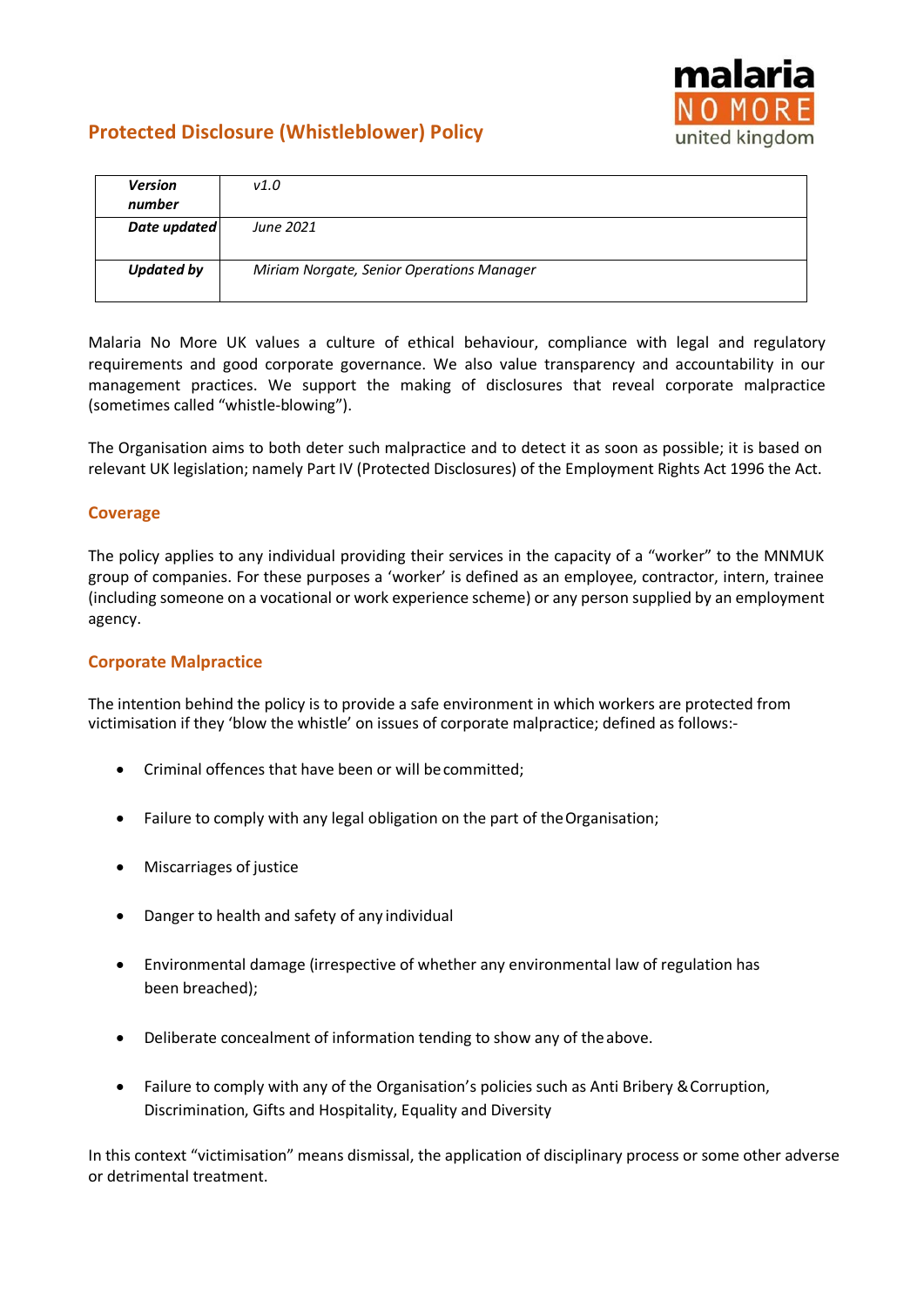# Protected Disclosure (Whistleblower) Policy

| *Version number* | *v1.0* |
|---|---|
| *Date updated* | *June 2021* |
| *Updated by* | *Miriam Norgate, Senior Operations Manager* |

Malaria No More UK values a culture of ethical behaviour, compliance with legal and regulatory requirements and good corporate governance. We also value transparency and accountability in our management practices. We support the making of disclosures that reveal corporate malpractice (sometimes called "whistle-blowing").

The Organisation aims to both deter such malpractice and to detect it as soon as possible; it is based on relevant UK legislation; namely Part IV (Protected Disclosures) of the Employment Rights Act 1996 the Act.

## Coverage

The policy applies to any individual providing their services in the capacity of a "worker" to the MNMUK group of companies. For these purposes a 'worker' is defined as an employee, contractor, intern, trainee (including someone on a vocational or work experience scheme) or any person supplied by an employment agency.

## Corporate Malpractice

The intention behind the policy is to provide a safe environment in which workers are protected from victimisation if they 'blow the whistle' on issues of corporate malpractice; defined as follows:-

- Criminal offences that have been or will be committed;
- Failure to comply with any legal obligation on the part of the Organisation;
- Miscarriages of justice
- Danger to health and safety of any individual
- Environmental damage (irrespective of whether any environmental law of regulation has been breached);
- Deliberate concealment of information tending to show any of the above.
- Failure to comply with any of the Organisation's policies such as Anti Bribery & Corruption, Discrimination, Gifts and Hospitality, Equality and Diversity

In this context "victimisation" means dismissal, the application of disciplinary process or some other adverse or detrimental treatment.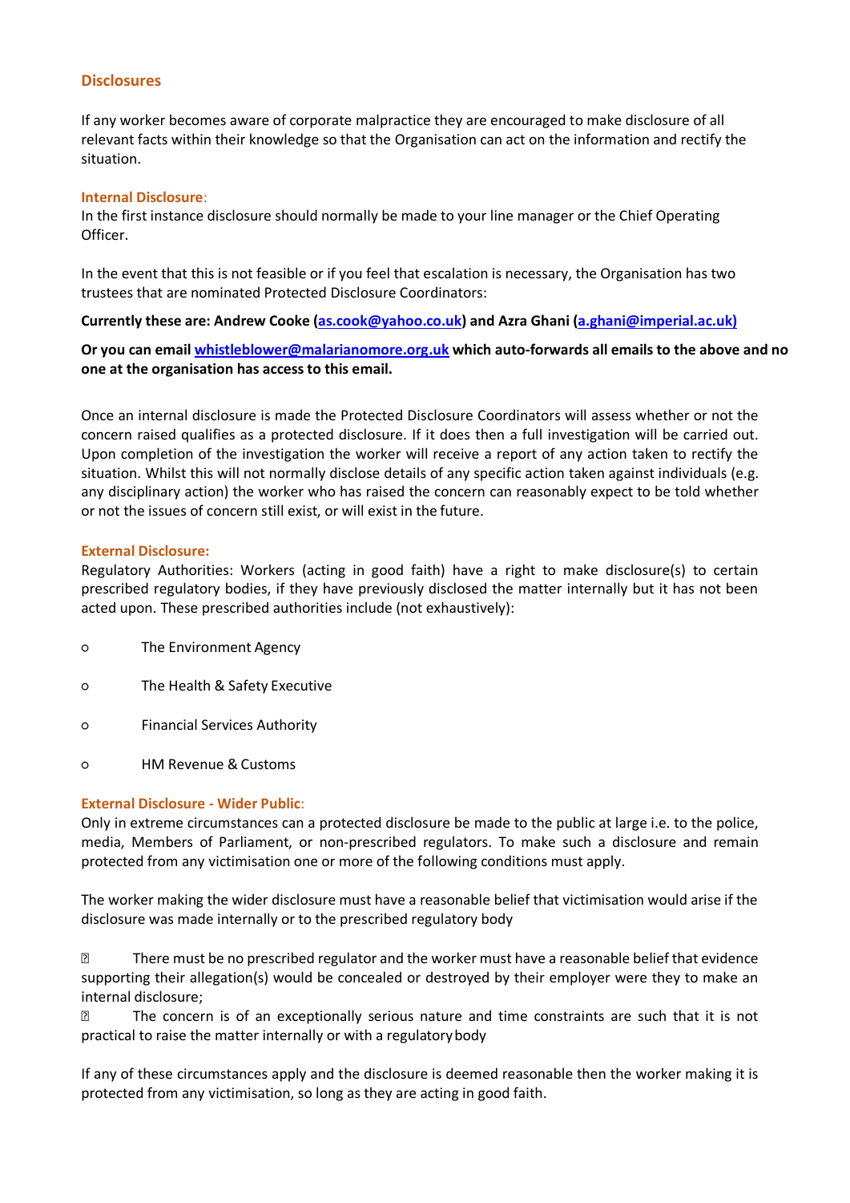## Disclosures

If any worker becomes aware of corporate malpractice they are encouraged to make disclosure of all relevant facts within their knowledge so that the Organisation can act on the information and rectify the situation.

### Internal Disclosure:

In the first instance disclosure should normally be made to your line manager or the Chief Operating Officer.

In the event that this is not feasible or if you feel that escalation is necessary, the Organisation has two trustees that are nominated Protected Disclosure Coordinators:

**Currently these are: Andrew Cooke (as.cook@yahoo.co.uk) and Azra Ghani (a.ghani@imperial.ac.uk)**

**Or you can email whistleblower@malarianomore.org.uk which auto-forwards all emails to the above and no one at the organisation has access to this email.**

Once an internal disclosure is made the Protected Disclosure Coordinators will assess whether or not the concern raised qualifies as a protected disclosure. If it does then a full investigation will be carried out. Upon completion of the investigation the worker will receive a report of any action taken to rectify the situation. Whilst this will not normally disclose details of any specific action taken against individuals (e.g. any disciplinary action) the worker who has raised the concern can reasonably expect to be told whether or not the issues of concern still exist, or will exist in the future.

### External Disclosure:

Regulatory Authorities: Workers (acting in good faith) have a right to make disclosure(s) to certain prescribed regulatory bodies, if they have previously disclosed the matter internally but it has not been acted upon. These prescribed authorities include (not exhaustively):

- The Environment Agency
- The Health & Safety Executive
- Financial Services Authority
- HM Revenue & Customs

### External Disclosure - Wider Public:

Only in extreme circumstances can a protected disclosure be made to the public at large i.e. to the police, media, Members of Parliament, or non-prescribed regulators. To make such a disclosure and remain protected from any victimisation one or more of the following conditions must apply.

The worker making the wider disclosure must have a reasonable belief that victimisation would arise if the disclosure was made internally or to the prescribed regulatory body

- There must be no prescribed regulator and the worker must have a reasonable belief that evidence supporting their allegation(s) would be concealed or destroyed by their employer were they to make an internal disclosure;
- The concern is of an exceptionally serious nature and time constraints are such that it is not practical to raise the matter internally or with a regulatory body

If any of these circumstances apply and the disclosure is deemed reasonable then the worker making it is protected from any victimisation, so long as they are acting in good faith.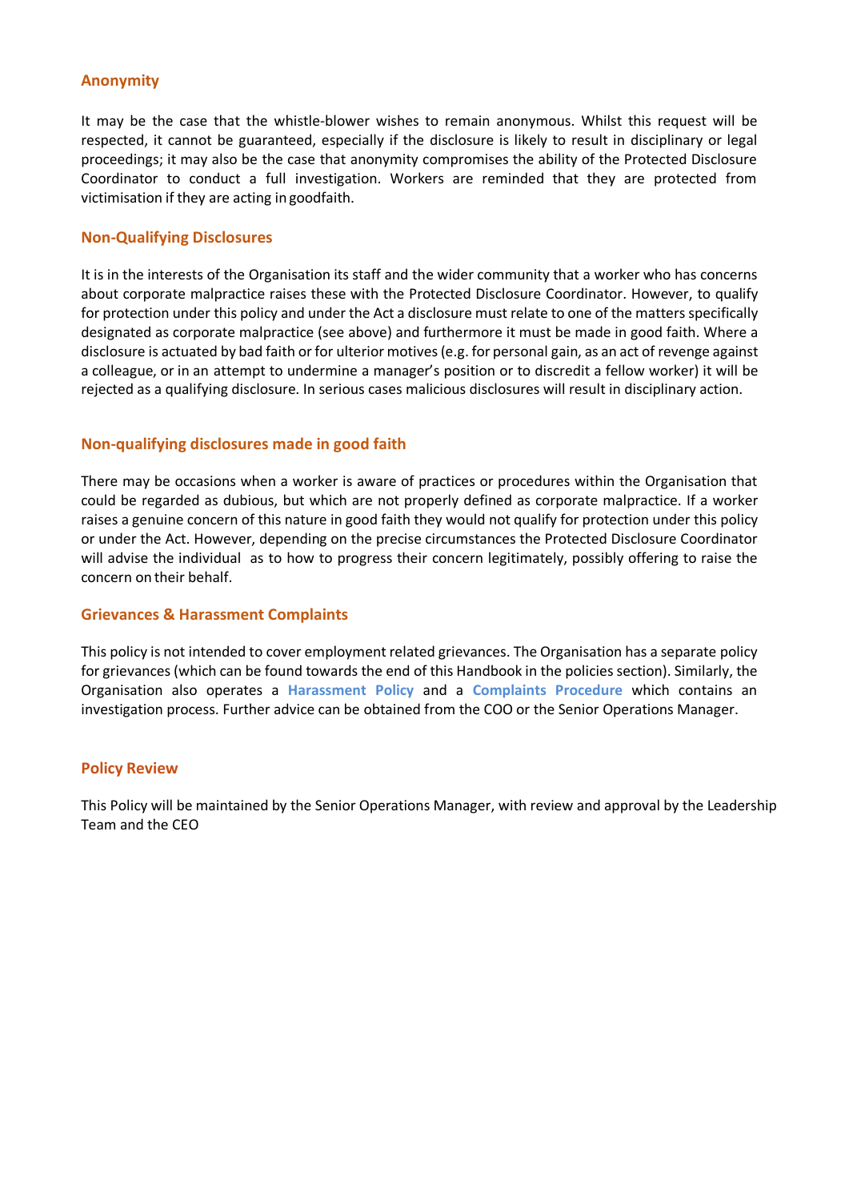## Anonymity

It may be the case that the whistle-blower wishes to remain anonymous. Whilst this request will be respected, it cannot be guaranteed, especially if the disclosure is likely to result in disciplinary or legal proceedings; it may also be the case that anonymity compromises the ability of the Protected Disclosure Coordinator to conduct a full investigation. Workers are reminded that they are protected from victimisation if they are acting in goodfaith.

## Non-Qualifying Disclosures

It is in the interests of the Organisation its staff and the wider community that a worker who has concerns about corporate malpractice raises these with the Protected Disclosure Coordinator. However, to qualify for protection under this policy and under the Act a disclosure must relate to one of the matters specifically designated as corporate malpractice (see above) and furthermore it must be made in good faith. Where a disclosure is actuated by bad faith or for ulterior motives (e.g. for personal gain, as an act of revenge against a colleague, or in an attempt to undermine a manager's position or to discredit a fellow worker) it will be rejected as a qualifying disclosure. In serious cases malicious disclosures will result in disciplinary action.

## Non-qualifying disclosures made in good faith

There may be occasions when a worker is aware of practices or procedures within the Organisation that could be regarded as dubious, but which are not properly defined as corporate malpractice. If a worker raises a genuine concern of this nature in good faith they would not qualify for protection under this policy or under the Act. However, depending on the precise circumstances the Protected Disclosure Coordinator will advise the individual as to how to progress their concern legitimately, possibly offering to raise the concern on their behalf.

## Grievances & Harassment Complaints

This policy is not intended to cover employment related grievances. The Organisation has a separate policy for grievances (which can be found towards the end of this Handbook in the policies section). Similarly, the Organisation also operates a **Harassment Policy** and a **Complaints Procedure** which contains an investigation process. Further advice can be obtained from the COO or the Senior Operations Manager.

## Policy Review

This Policy will be maintained by the Senior Operations Manager, with review and approval by the Leadership Team and the CEO